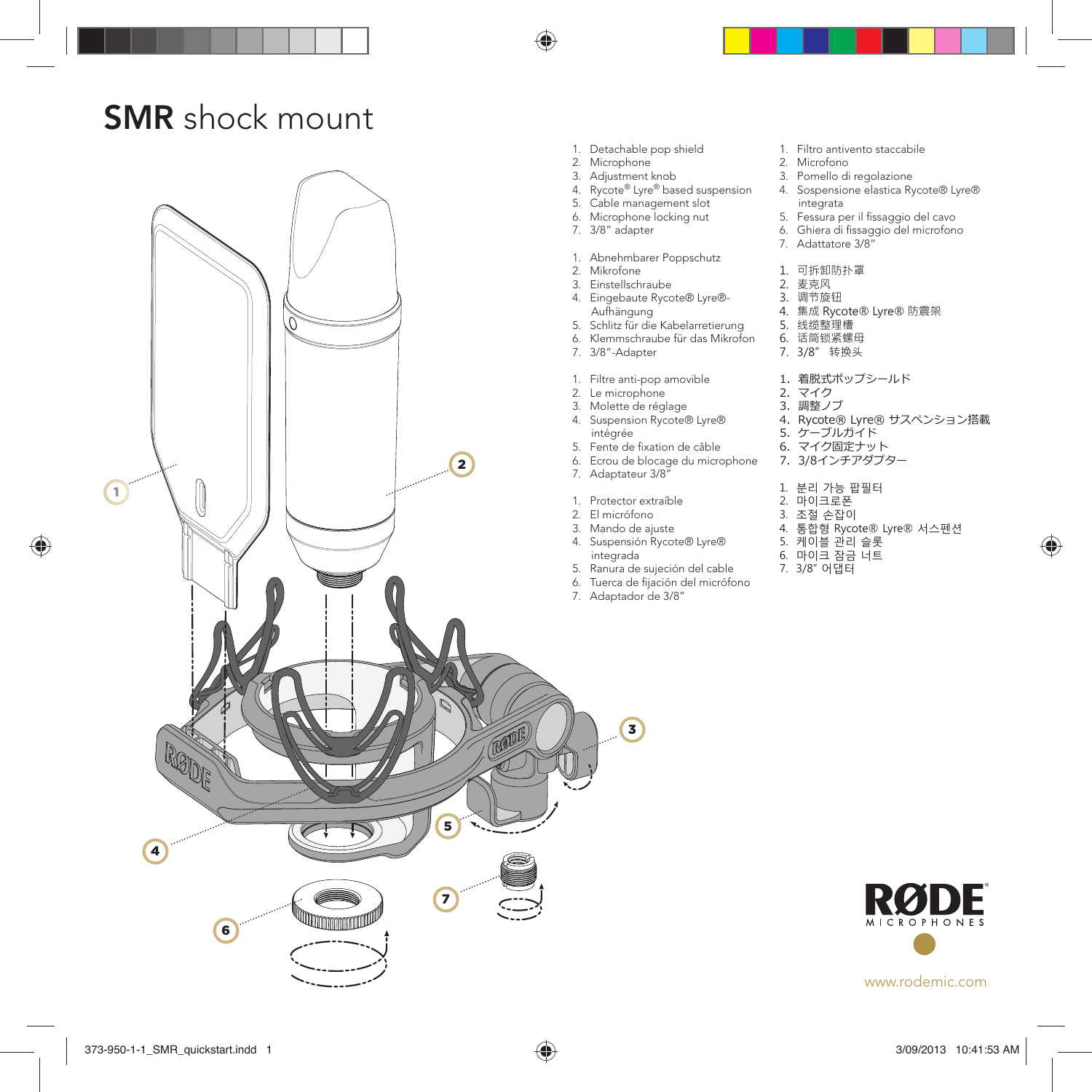# **SMR** shock mount

1. Detachable pop shield
2. Microphone
3. Adjustment knob
4. Rycote® Lyre® based suspension
5. Cable management slot
6. Microphone locking nut
7. 3/8" adapter

1. Abnehmbarer Poppschutz
2. Mikrofone
3. Einstellschraube
4. Eingebaute Rycote® Lyre®-Aufhängung
5. Schlitz für die Kabelarretierung
6. Klemmschraube für das Mikrofon
7. 3/8"-Adapter

1. Filtre anti-pop amovible
2. Le microphone
3. Molette de réglage
4. Suspension Rycote® Lyre® intégrée
5. Fente de fixation de câble
6. Ecrou de blocage du microphone
7. Adaptateur 3/8"

1. Protector extraíble
2. El micrófono
3. Mando de ajuste
4. Suspensión Rycote® Lyre® integrada
5. Ranura de sujeción del cable
6. Tuerca de fijación del micrófono
7. Adaptador de 3/8"

1. Filtro antivento staccabile
2. Microfono
3. Pomello di regolazione
4. Sospensione elastica Rycote® Lyre® integrata
5. Fessura per il fissaggio del cavo
6. Ghiera di fissaggio del microfono
7. Adattatore 3/8"

1. 可拆卸防扑罩
2. 麦克风
3. 调节旋钮
4. 集成 Rycote® Lyre® 防震架
5. 线缆整理槽
6. 话筒锁紧螺母
7. 3/8" 转换头

1. 着脱式ポップシールド
2. マイク
3. 調整ノブ
4. Rycote® Lyre® サスペンション搭載
5. ケーブルガイド
6. マイク固定ナット
7. 3/8インチアダプター

1. 분리 가능 팝필터
2. 마이크로폰
3. 조절 손잡이
4. 통합형 Rycote® Lyre® 서스펜션
5. 케이블 관리 슬롯
6. 마이크 잠금 너트
7. 3/8" 어댑터

RØDE MICROPHONES

www.rodemic.com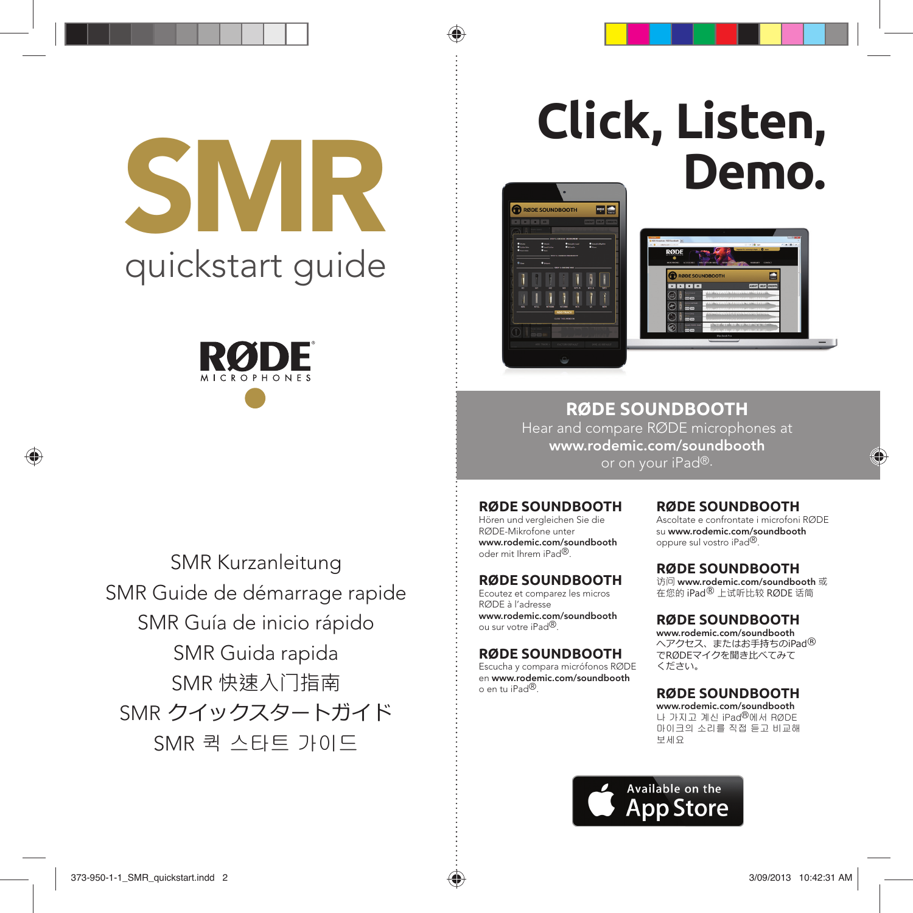# SMR

quickstart guide

RØDE MICROPHONES

SMR Kurzanleitung
SMR Guide de démarrage rapide
SMR Guía de inicio rápido
SMR Guida rapida
SMR 快速入门指南
SMR クイックスタートガイド
SMR 퀵 스타트 가이드

# Click, Listen, Demo.

## RØDE SOUNDBOOTH

Hear and compare RØDE microphones at **www.rodemic.com/soundbooth** or on your iPad®.

### RØDE SOUNDBOOTH

Hören und vergleichen Sie die RØDE-Mikrofone unter **www.rodemic.com/soundbooth** oder mit Ihrem iPad®.

### RØDE SOUNDBOOTH

Ecoutez et comparez les micros RØDE à l'adresse **www.rodemic.com/soundbooth** ou sur votre iPad®.

### RØDE SOUNDBOOTH

Escucha y compara micrófonos RØDE en **www.rodemic.com/soundbooth** o en tu iPad®.

### RØDE SOUNDBOOTH

Ascoltate e confrontate i microfoni RØDE su **www.rodemic.com/soundbooth** oppure sul vostro iPad®.

### RØDE SOUNDBOOTH

访问 **www.rodemic.com/soundbooth** 或在您的 iPad® 上试听比较 RØDE 话筒

### RØDE SOUNDBOOTH

**www.rodemic.com/soundbooth** へアクセス、またはお手持ちのiPad®でRØDEマイクを聞き比べてみてください。

### RØDE SOUNDBOOTH

**www.rodemic.com/soundbooth** 나 가지고 계신 iPad®에서 RØDE 마이크의 소리를 직접 듣고 비교해 보세요

Available on the App Store

373-950-1-1_SMR_quickstart.indd 2 3/09/2013 10:42:31 AM